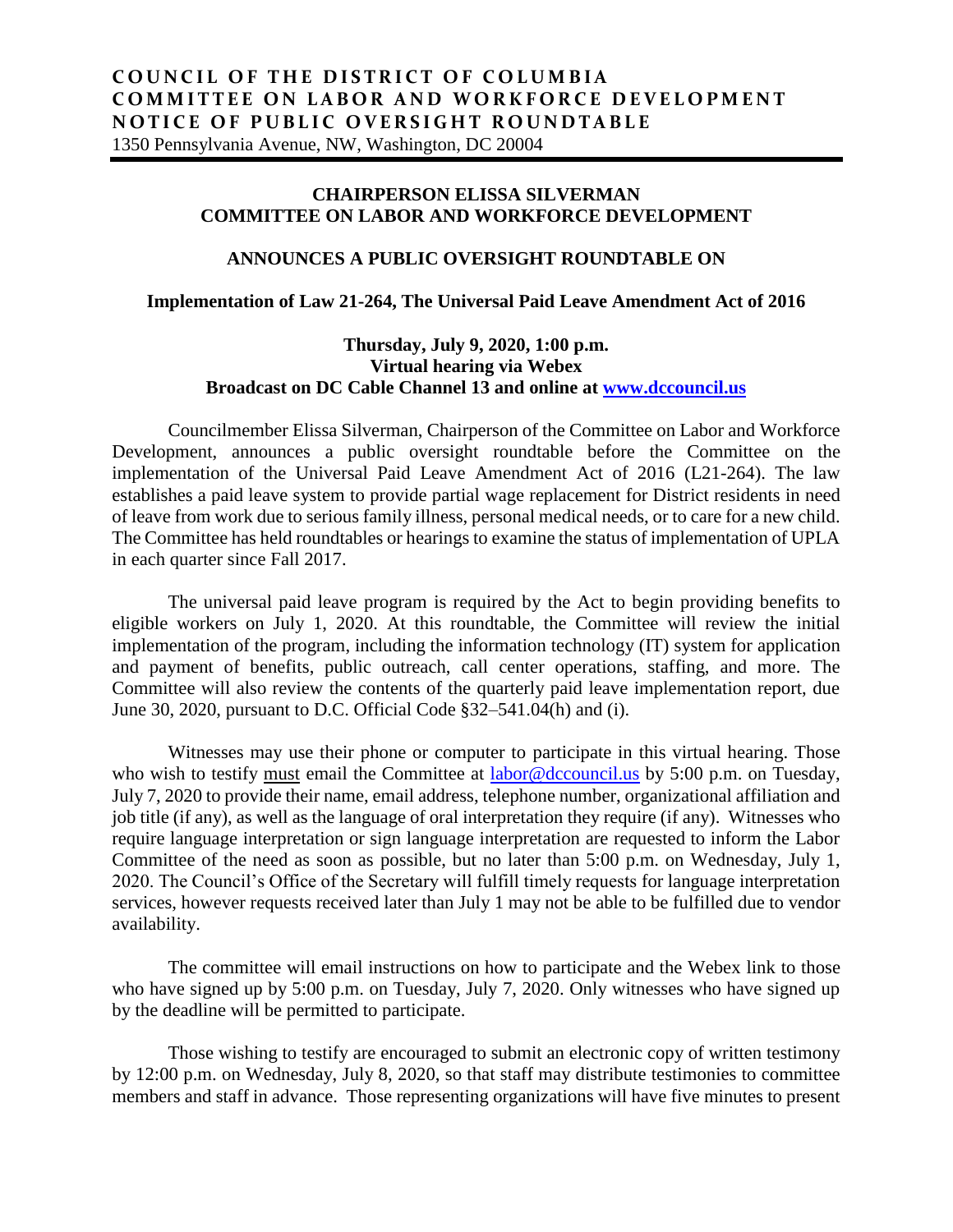**COUNCIL OF THE DISTRICT OF COLUMBIA**
**COMMITTEE ON LABOR AND WORKFORCE DEVELOPMENT**
**NOTICE OF PUBLIC OVERSIGHT ROUNDTABLE**
1350 Pennsylvania Avenue, NW, Washington, DC 20004

---

**CHAIRPERSON ELISSA SILVERMAN**
**COMMITTEE ON LABOR AND WORKFORCE DEVELOPMENT**

**ANNOUNCES A PUBLIC OVERSIGHT ROUNDTABLE ON**

**Implementation of Law 21-264, The Universal Paid Leave Amendment Act of 2016**

**Thursday, July 9, 2020, 1:00 p.m.**
**Virtual hearing via Webex**
**Broadcast on DC Cable Channel 13 and online at [www.dccouncil.us](www.dccouncil.us)**

Councilmember Elissa Silverman, Chairperson of the Committee on Labor and Workforce Development, announces a public oversight roundtable before the Committee on the implementation of the Universal Paid Leave Amendment Act of 2016 (L21-264). The law establishes a paid leave system to provide partial wage replacement for District residents in need of leave from work due to serious family illness, personal medical needs, or to care for a new child. The Committee has held roundtables or hearings to examine the status of implementation of UPLA in each quarter since Fall 2017.

The universal paid leave program is required by the Act to begin providing benefits to eligible workers on July 1, 2020. At this roundtable, the Committee will review the initial implementation of the program, including the information technology (IT) system for application and payment of benefits, public outreach, call center operations, staffing, and more. The Committee will also review the contents of the quarterly paid leave implementation report, due June 30, 2020, pursuant to D.C. Official Code §32–541.04(h) and (i).

Witnesses may use their phone or computer to participate in this virtual hearing. Those who wish to testify must email the Committee at [labor@dccouncil.us](mailto:labor@dccouncil.us) by 5:00 p.m. on Tuesday, July 7, 2020 to provide their name, email address, telephone number, organizational affiliation and job title (if any), as well as the language of oral interpretation they require (if any). Witnesses who require language interpretation or sign language interpretation are requested to inform the Labor Committee of the need as soon as possible, but no later than 5:00 p.m. on Wednesday, July 1, 2020. The Council's Office of the Secretary will fulfill timely requests for language interpretation services, however requests received later than July 1 may not be able to be fulfilled due to vendor availability.

The committee will email instructions on how to participate and the Webex link to those who have signed up by 5:00 p.m. on Tuesday, July 7, 2020. Only witnesses who have signed up by the deadline will be permitted to participate.

Those wishing to testify are encouraged to submit an electronic copy of written testimony by 12:00 p.m. on Wednesday, July 8, 2020, so that staff may distribute testimonies to committee members and staff in advance. Those representing organizations will have five minutes to present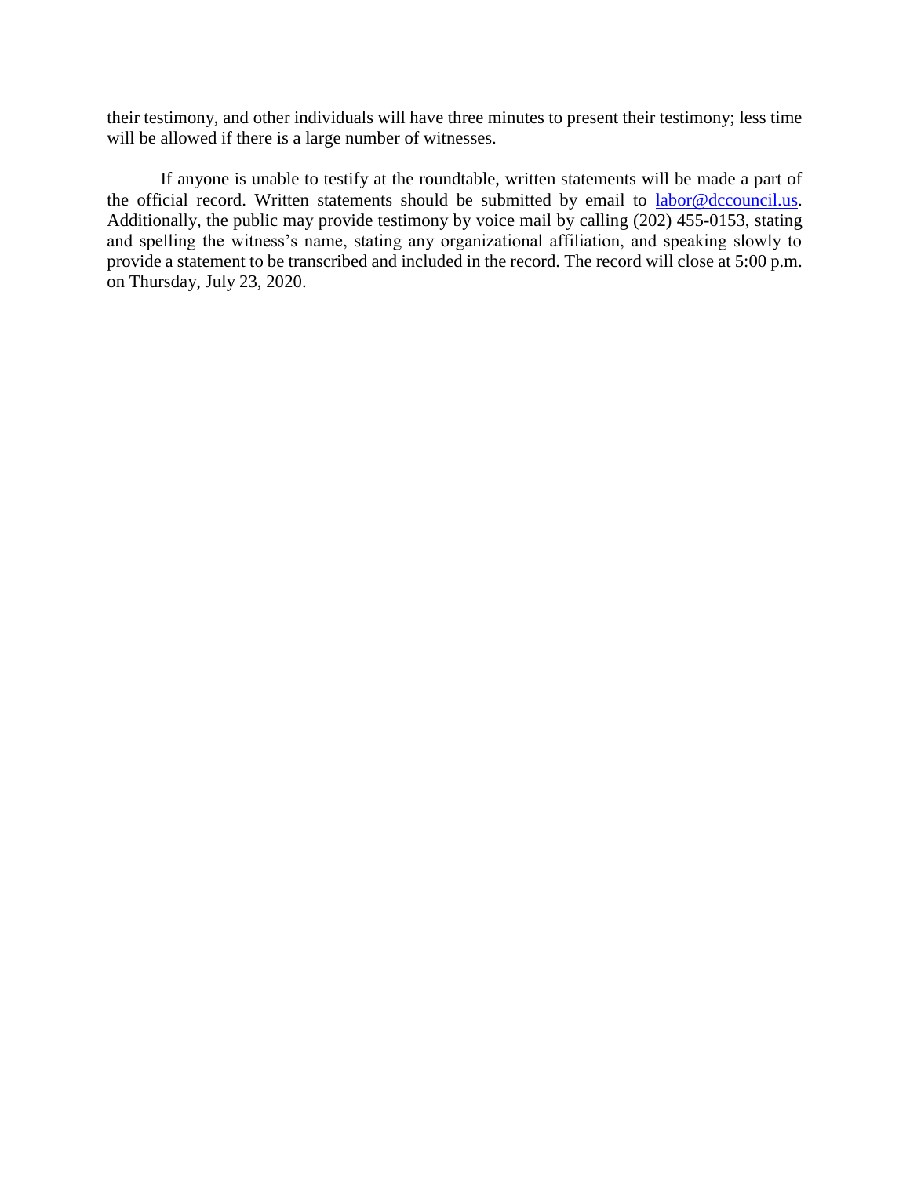their testimony, and other individuals will have three minutes to present their testimony; less time will be allowed if there is a large number of witnesses.

If anyone is unable to testify at the roundtable, written statements will be made a part of the official record. Written statements should be submitted by email to labor@dccouncil.us. Additionally, the public may provide testimony by voice mail by calling (202) 455-0153, stating and spelling the witness's name, stating any organizational affiliation, and speaking slowly to provide a statement to be transcribed and included in the record. The record will close at 5:00 p.m. on Thursday, July 23, 2020.